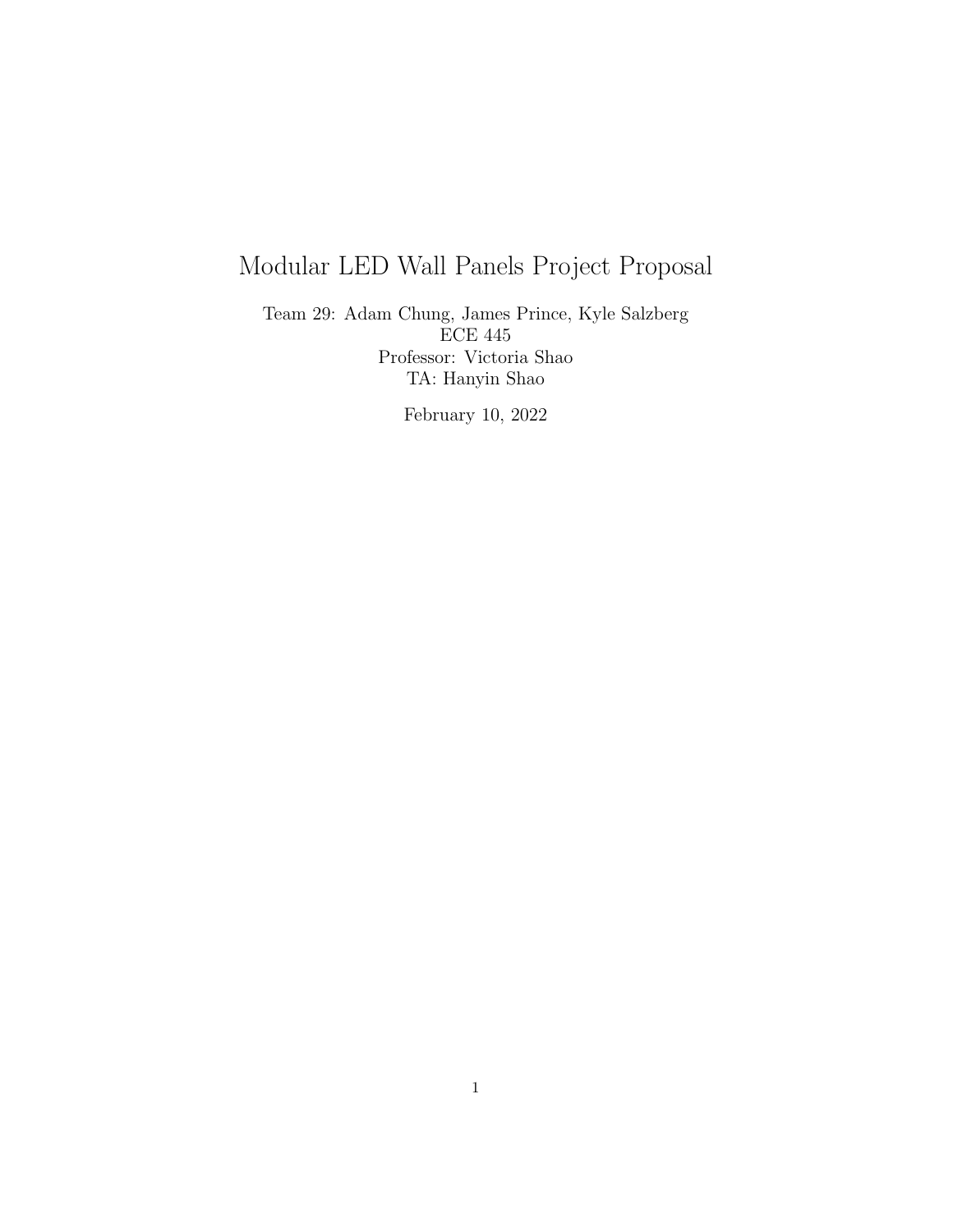# Modular LED Wall Panels Project Proposal

Team 29: Adam Chung, James Prince, Kyle Salzberg
ECE 445
Professor: Victoria Shao
TA: Hanyin Shao

February 10, 2022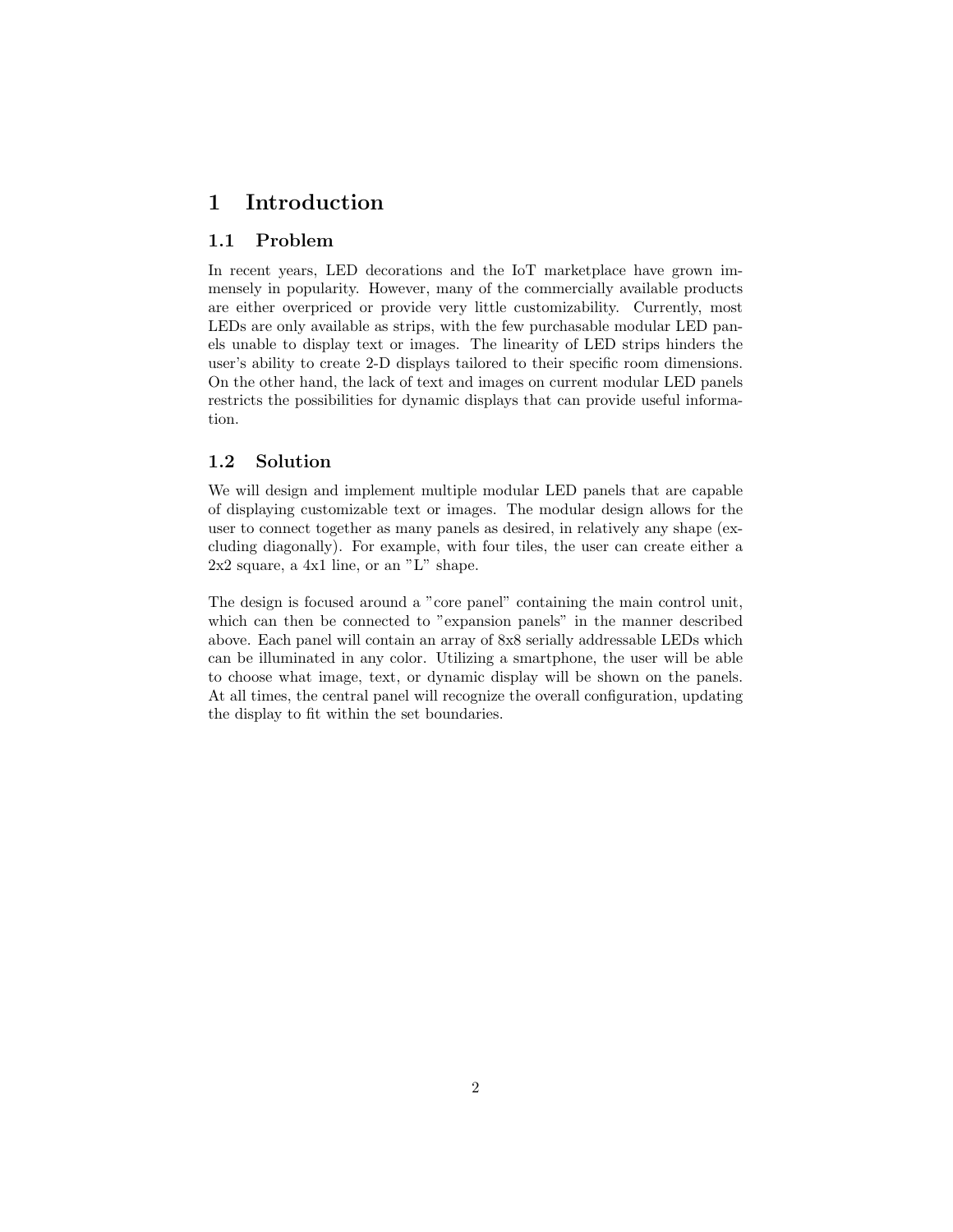# 1 Introduction

## 1.1 Problem

In recent years, LED decorations and the IoT marketplace have grown immensely in popularity. However, many of the commercially available products are either overpriced or provide very little customizability. Currently, most LEDs are only available as strips, with the few purchasable modular LED panels unable to display text or images. The linearity of LED strips hinders the user's ability to create 2-D displays tailored to their specific room dimensions. On the other hand, the lack of text and images on current modular LED panels restricts the possibilities for dynamic displays that can provide useful information.

## 1.2 Solution

We will design and implement multiple modular LED panels that are capable of displaying customizable text or images. The modular design allows for the user to connect together as many panels as desired, in relatively any shape (excluding diagonally). For example, with four tiles, the user can create either a 2x2 square, a 4x1 line, or an "L" shape.

The design is focused around a "core panel" containing the main control unit, which can then be connected to "expansion panels" in the manner described above. Each panel will contain an array of 8x8 serially addressable LEDs which can be illuminated in any color. Utilizing a smartphone, the user will be able to choose what image, text, or dynamic display will be shown on the panels. At all times, the central panel will recognize the overall configuration, updating the display to fit within the set boundaries.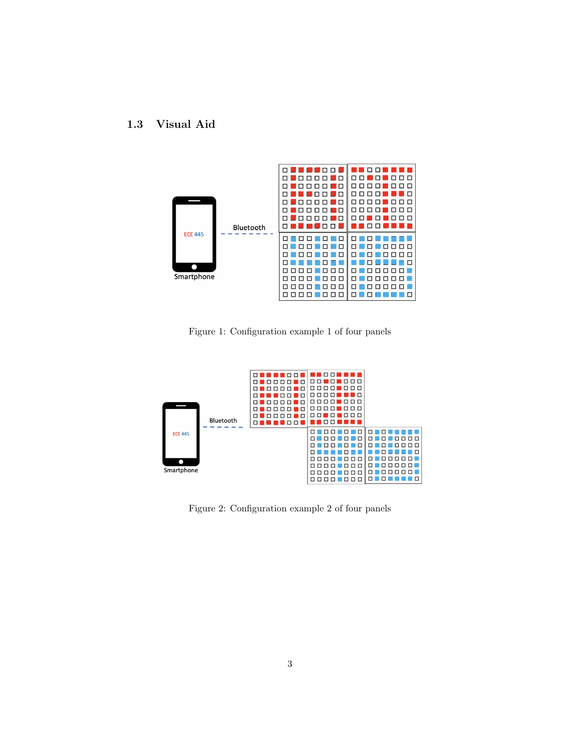## 1.3 Visual Aid

Figure 1: Configuration example 1 of four panels

Figure 2: Configuration example 2 of four panels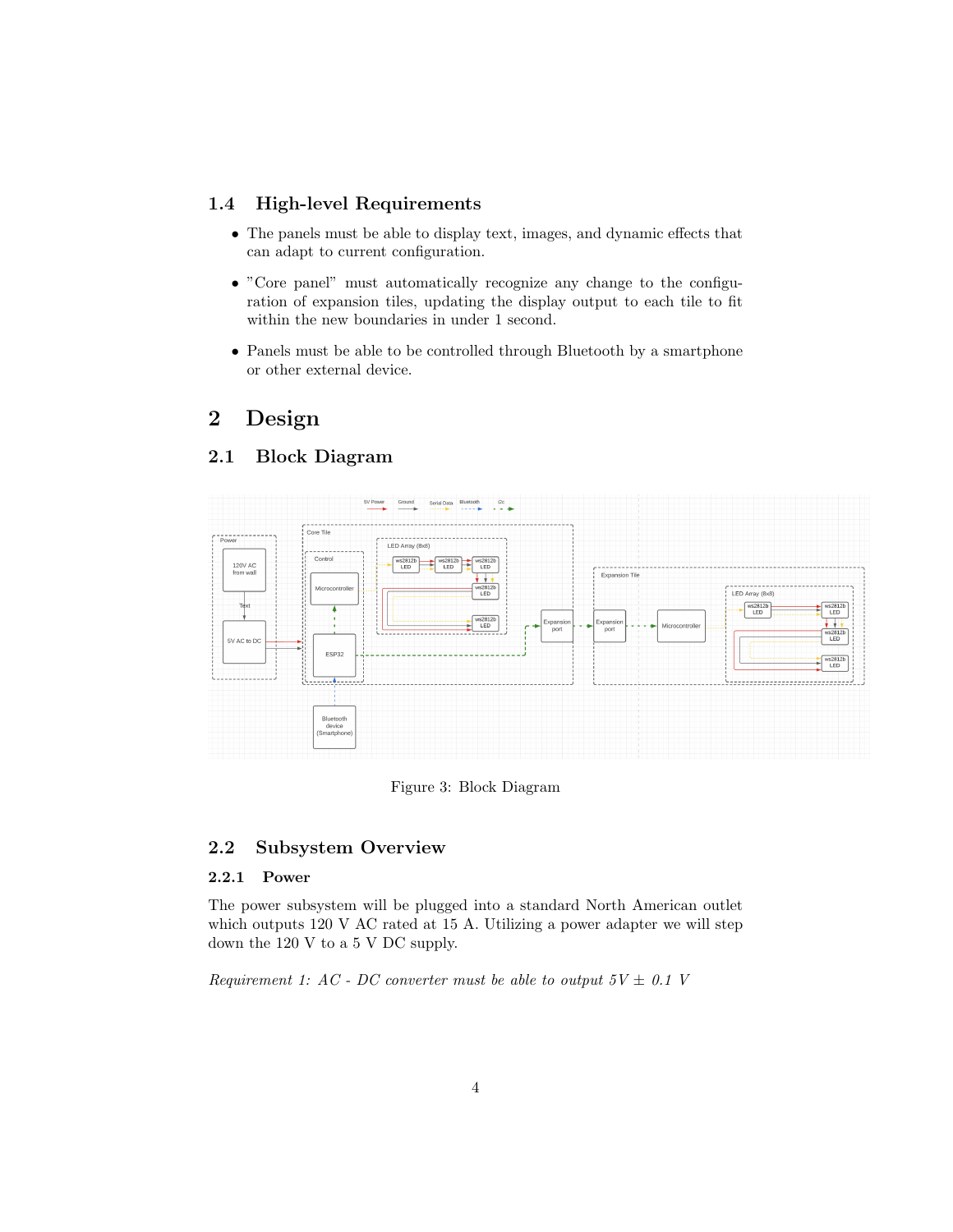### 1.4 High-level Requirements

- The panels must be able to display text, images, and dynamic effects that can adapt to current configuration.
- "Core panel" must automatically recognize any change to the configuration of expansion tiles, updating the display output to each tile to fit within the new boundaries in under 1 second.
- Panels must be able to be controlled through Bluetooth by a smartphone or other external device.

## 2 Design

### 2.1 Block Diagram

Figure 3: Block Diagram

### 2.2 Subsystem Overview

#### 2.2.1 Power

The power subsystem will be plugged into a standard North American outlet which outputs 120 V AC rated at 15 A. Utilizing a power adapter we will step down the 120 V to a 5 V DC supply.

*Requirement 1: AC - DC converter must be able to output 5V ± 0.1 V*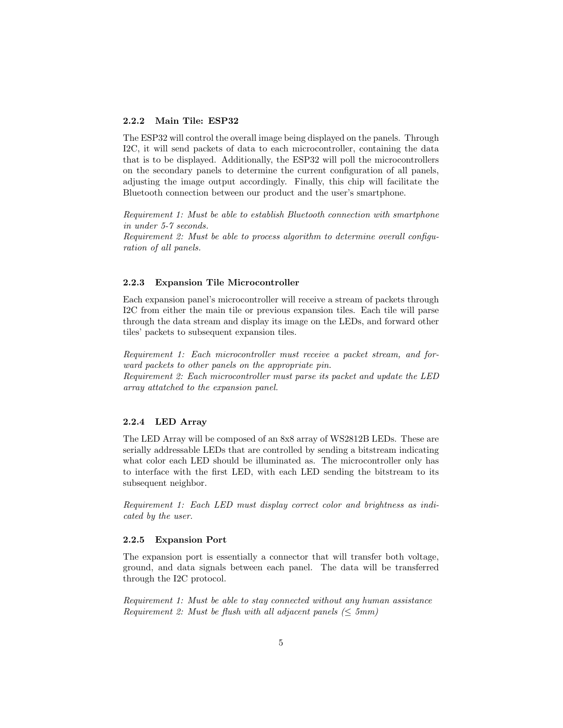### 2.2.2 Main Tile: ESP32

The ESP32 will control the overall image being displayed on the panels. Through I2C, it will send packets of data to each microcontroller, containing the data that is to be displayed. Additionally, the ESP32 will poll the microcontrollers on the secondary panels to determine the current configuration of all panels, adjusting the image output accordingly. Finally, this chip will facilitate the Bluetooth connection between our product and the user's smartphone.

*Requirement 1: Must be able to establish Bluetooth connection with smartphone in under 5-7 seconds.*
*Requirement 2: Must be able to process algorithm to determine overall configuration of all panels.*

### 2.2.3 Expansion Tile Microcontroller

Each expansion panel's microcontroller will receive a stream of packets through I2C from either the main tile or previous expansion tiles. Each tile will parse through the data stream and display its image on the LEDs, and forward other tiles' packets to subsequent expansion tiles.

*Requirement 1: Each microcontroller must receive a packet stream, and forward packets to other panels on the appropriate pin.*
*Requirement 2: Each microcontroller must parse its packet and update the LED array attatched to the expansion panel.*

### 2.2.4 LED Array

The LED Array will be composed of an 8x8 array of WS2812B LEDs. These are serially addressable LEDs that are controlled by sending a bitstream indicating what color each LED should be illuminated as. The microcontroller only has to interface with the first LED, with each LED sending the bitstream to its subsequent neighbor.

*Requirement 1: Each LED must display correct color and brightness as indicated by the user.*

### 2.2.5 Expansion Port

The expansion port is essentially a connector that will transfer both voltage, ground, and data signals between each panel. The data will be transferred through the I2C protocol.

*Requirement 1: Must be able to stay connected without any human assistance*
*Requirement 2: Must be flush with all adjacent panels ($\leq$ 5mm)*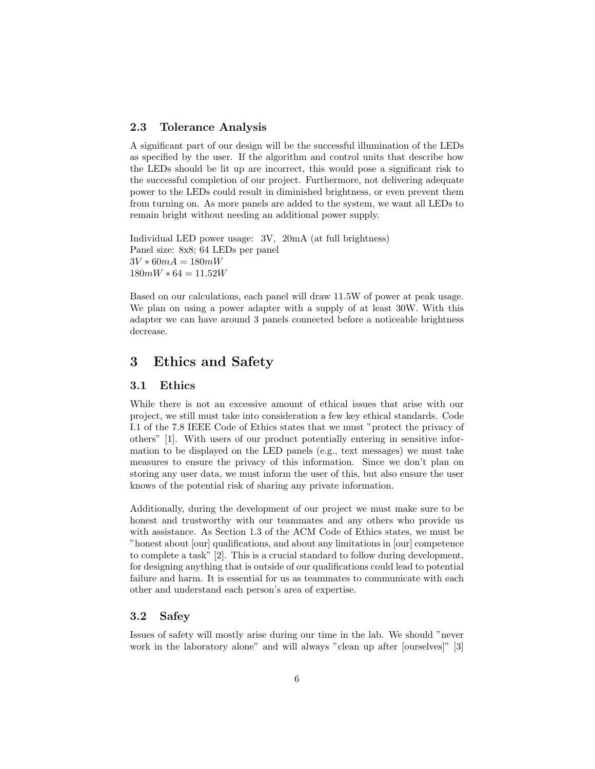### 2.3 Tolerance Analysis

A significant part of our design will be the successful illumination of the LEDs as specified by the user. If the algorithm and control units that describe how the LEDs should be lit up are incorrect, this would pose a significant risk to the successful completion of our project. Furthermore, not delivering adequate power to the LEDs could result in diminished brightness, or even prevent them from turning on. As more panels are added to the system, we want all LEDs to remain bright without needing an additional power supply.

Individual LED power usage: 3V, 20mA (at full brightness)
Panel size: 8x8; 64 LEDs per panel
$3V * 60mA = 180mW$
$180mW * 64 = 11.52W$

Based on our calculations, each panel will draw 11.5W of power at peak usage. We plan on using a power adapter with a supply of at least 30W. With this adapter we can have around 3 panels connected before a noticeable brightness decrease.

## 3 Ethics and Safety

### 3.1 Ethics

While there is not an excessive amount of ethical issues that arise with our project, we still must take into consideration a few key ethical standards. Code I.1 of the 7.8 IEEE Code of Ethics states that we must "protect the privacy of others" [1]. With users of our product potentially entering in sensitive information to be displayed on the LED panels (e.g., text messages) we must take measures to ensure the privacy of this information. Since we don't plan on storing any user data, we must inform the user of this, but also ensure the user knows of the potential risk of sharing any private information.

Additionally, during the development of our project we must make sure to be honest and trustworthy with our teammates and any others who provide us with assistance. As Section 1.3 of the ACM Code of Ethics states, we must be "honest about [our] qualifications, and about any limitations in [our] competence to complete a task" [2]. This is a crucial standard to follow during development, for designing anything that is outside of our qualifications could lead to potential failure and harm. It is essential for us as teammates to communicate with each other and understand each person's area of expertise.

### 3.2 Safey

Issues of safety will mostly arise during our time in the lab. We should "never work in the laboratory alone" and will always "clean up after [ourselves]" [3]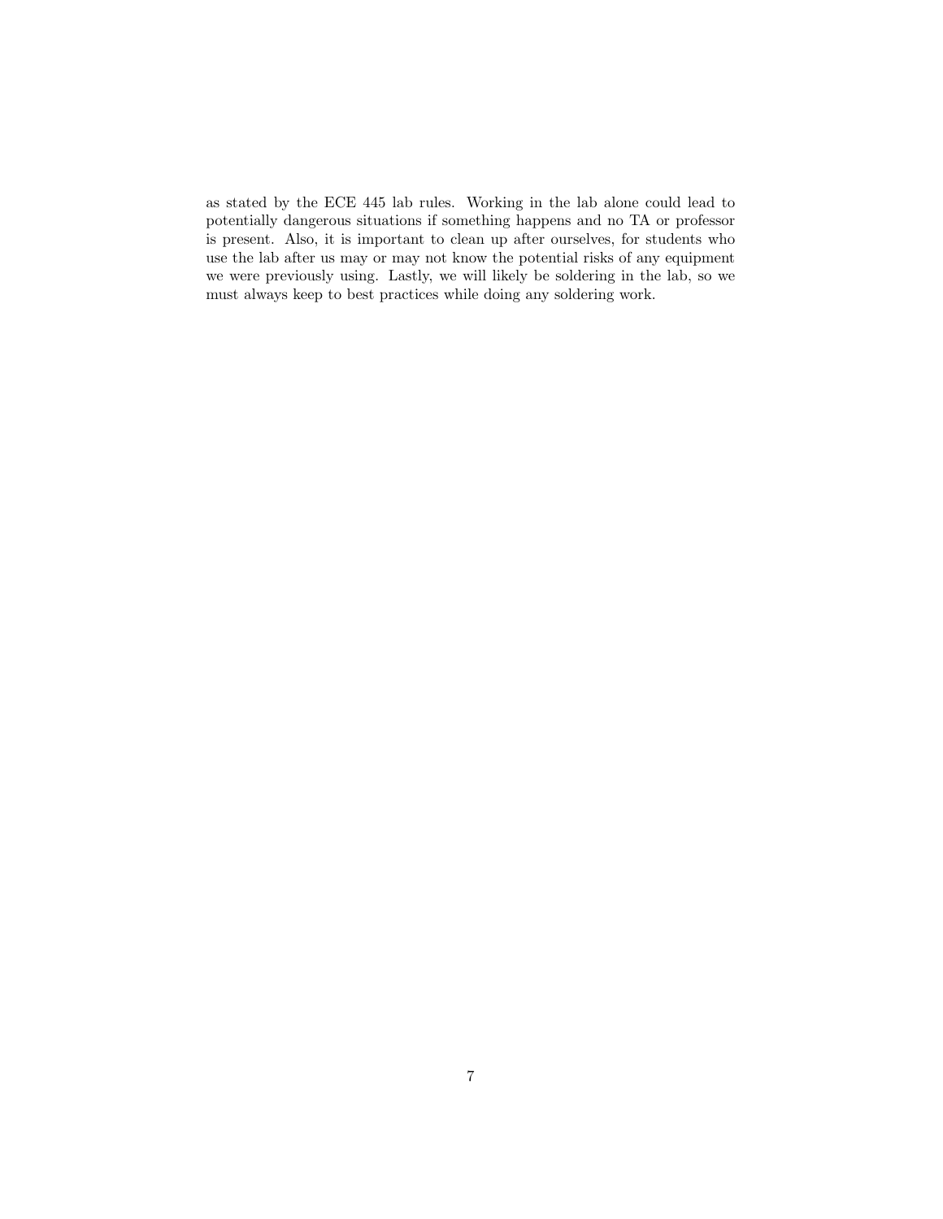as stated by the ECE 445 lab rules. Working in the lab alone could lead to potentially dangerous situations if something happens and no TA or professor is present. Also, it is important to clean up after ourselves, for students who use the lab after us may or may not know the potential risks of any equipment we were previously using. Lastly, we will likely be soldering in the lab, so we must always keep to best practices while doing any soldering work.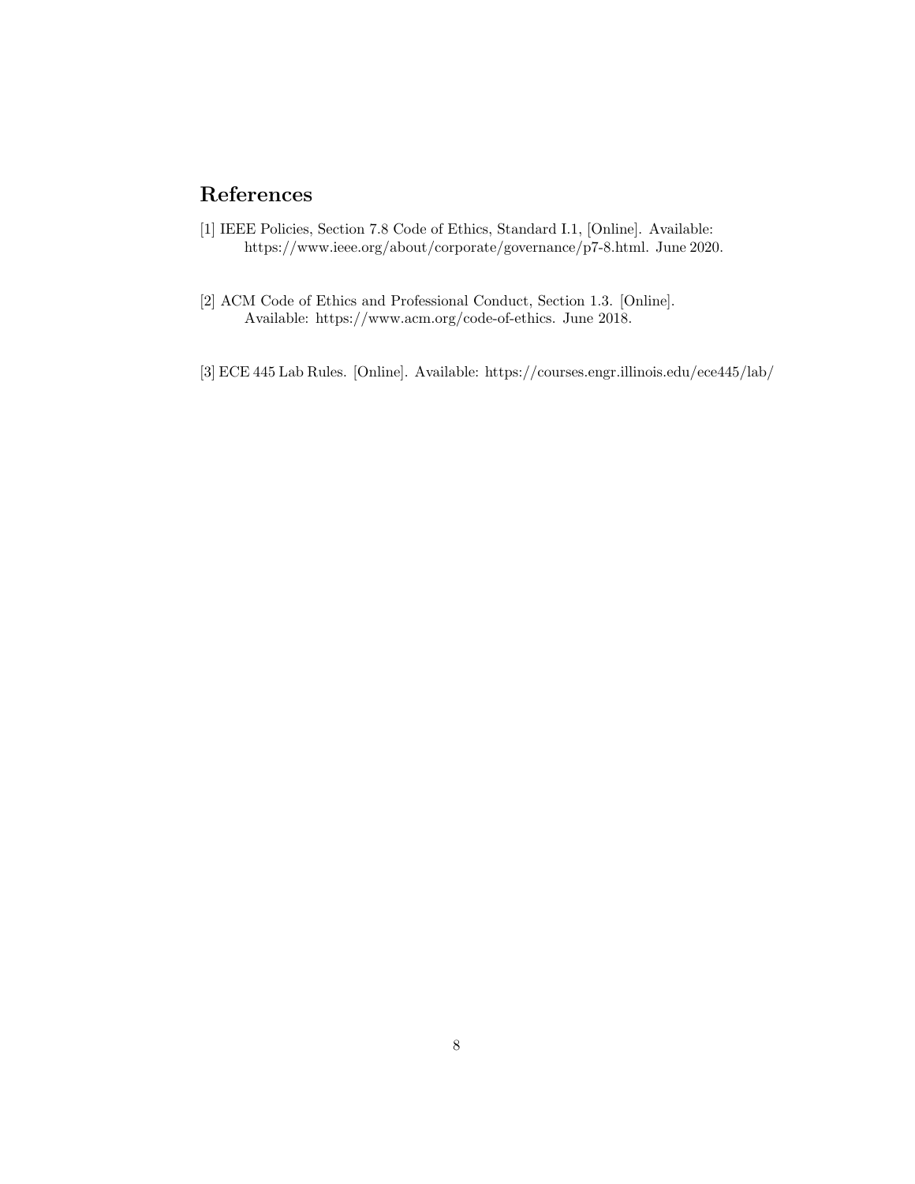## References

[1] IEEE Policies, Section 7.8 Code of Ethics, Standard I.1, [Online]. Available: https://www.ieee.org/about/corporate/governance/p7-8.html. June 2020.

[2] ACM Code of Ethics and Professional Conduct, Section 1.3. [Online]. Available: https://www.acm.org/code-of-ethics. June 2018.

[3] ECE 445 Lab Rules. [Online]. Available: https://courses.engr.illinois.edu/ece445/lab/